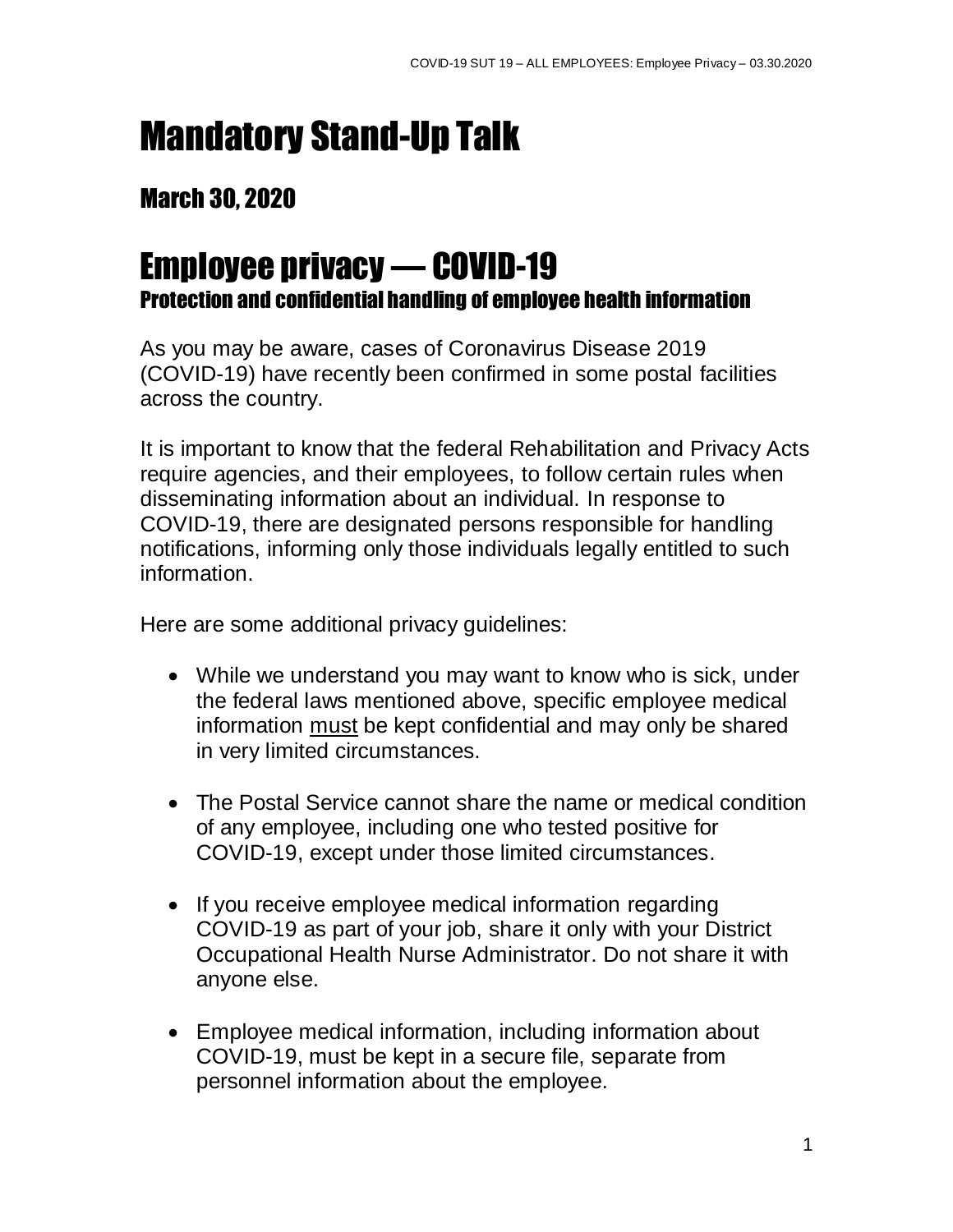# Mandatory Stand-Up Talk

## March 30, 2020

# Employee privacy — COVID-19

### Protection and confidential handling of employee health information

As you may be aware, cases of Coronavirus Disease 2019 (COVID-19) have recently been confirmed in some postal facilities across the country.

It is important to know that the federal Rehabilitation and Privacy Acts require agencies, and their employees, to follow certain rules when disseminating information about an individual. In response to COVID-19, there are designated persons responsible for handling notifications, informing only those individuals legally entitled to such information.

Here are some additional privacy guidelines:

- While we understand you may want to know who is sick, under the federal laws mentioned above, specific employee medical information <u>must</u> be kept confidential and may only be shared in very limited circumstances.
- The Postal Service cannot share the name or medical condition of any employee, including one who tested positive for COVID-19, except under those limited circumstances.
- If you receive employee medical information regarding COVID-19 as part of your job, share it only with your District Occupational Health Nurse Administrator. Do not share it with anyone else.
- Employee medical information, including information about COVID-19, must be kept in a secure file, separate from personnel information about the employee.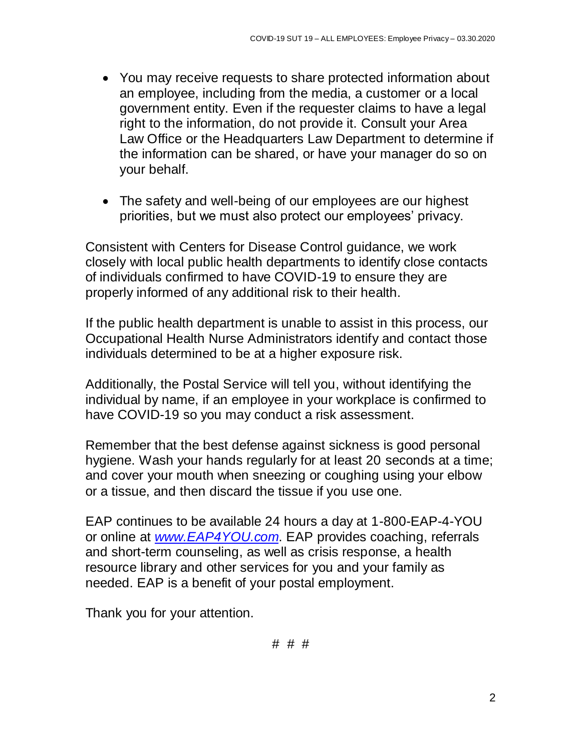- You may receive requests to share protected information about an employee, including from the media, a customer or a local government entity. Even if the requester claims to have a legal right to the information, do not provide it. Consult your Area Law Office or the Headquarters Law Department to determine if the information can be shared, or have your manager do so on your behalf.

- The safety and well-being of our employees are our highest priorities, but we must also protect our employees' privacy.

Consistent with Centers for Disease Control guidance, we work closely with local public health departments to identify close contacts of individuals confirmed to have COVID-19 to ensure they are properly informed of any additional risk to their health.

If the public health department is unable to assist in this process, our Occupational Health Nurse Administrators identify and contact those individuals determined to be at a higher exposure risk.

Additionally, the Postal Service will tell you, without identifying the individual by name, if an employee in your workplace is confirmed to have COVID-19 so you may conduct a risk assessment.

Remember that the best defense against sickness is good personal hygiene. Wash your hands regularly for at least 20 seconds at a time; and cover your mouth when sneezing or coughing using your elbow or a tissue, and then discard the tissue if you use one.

EAP continues to be available 24 hours a day at 1-800-EAP-4-YOU or online at [www.EAP4YOU.com](http://www.EAP4YOU.com). EAP provides coaching, referrals and short-term counseling, as well as crisis response, a health resource library and other services for you and your family as needed. EAP is a benefit of your postal employment.

Thank you for your attention.

# # #